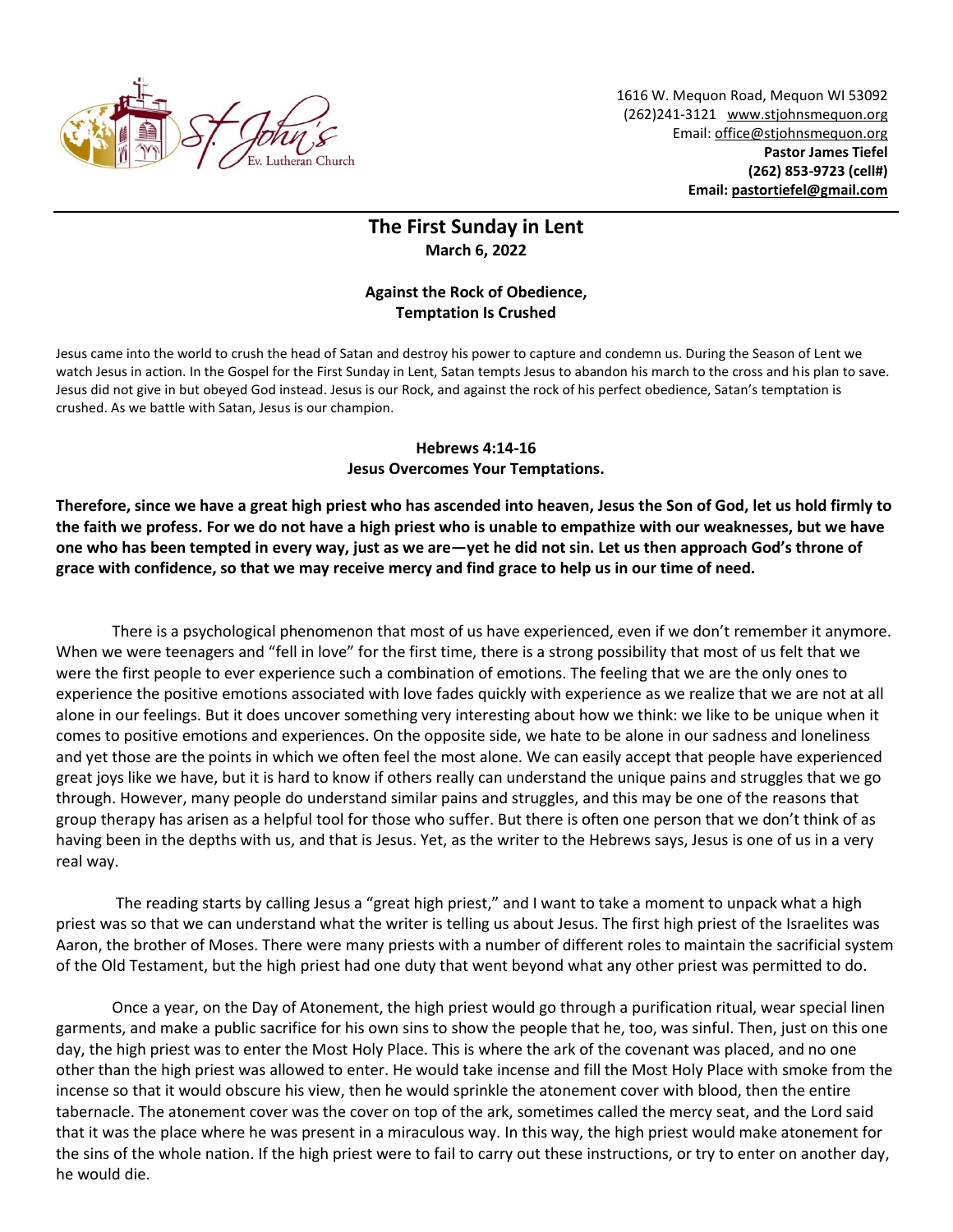1616 W. Mequon Road, Mequon WI 53092
(262)241-3121 www.stjohnsmequon.org
Email: office@stjohnsmequon.org
**Pastor James Tiefel**
**(262) 853-9723 (cell#)**
**Email: pastortiefel@gmail.com**

# The First Sunday in Lent

**March 6, 2022**

## Against the Rock of Obedience, Temptation Is Crushed

Jesus came into the world to crush the head of Satan and destroy his power to capture and condemn us. During the Season of Lent we watch Jesus in action. In the Gospel for the First Sunday in Lent, Satan tempts Jesus to abandon his march to the cross and his plan to save. Jesus did not give in but obeyed God instead. Jesus is our Rock, and against the rock of his perfect obedience, Satan's temptation is crushed. As we battle with Satan, Jesus is our champion.

### Hebrews 4:14-16
### Jesus Overcomes Your Temptations.

**Therefore, since we have a great high priest who has ascended into heaven, Jesus the Son of God, let us hold firmly to the faith we profess. For we do not have a high priest who is unable to empathize with our weaknesses, but we have one who has been tempted in every way, just as we are—yet he did not sin. Let us then approach God's throne of grace with confidence, so that we may receive mercy and find grace to help us in our time of need.**

There is a psychological phenomenon that most of us have experienced, even if we don't remember it anymore. When we were teenagers and "fell in love" for the first time, there is a strong possibility that most of us felt that we were the first people to ever experience such a combination of emotions. The feeling that we are the only ones to experience the positive emotions associated with love fades quickly with experience as we realize that we are not at all alone in our feelings. But it does uncover something very interesting about how we think: we like to be unique when it comes to positive emotions and experiences. On the opposite side, we hate to be alone in our sadness and loneliness and yet those are the points in which we often feel the most alone. We can easily accept that people have experienced great joys like we have, but it is hard to know if others really can understand the unique pains and struggles that we go through. However, many people do understand similar pains and struggles, and this may be one of the reasons that group therapy has arisen as a helpful tool for those who suffer. But there is often one person that we don't think of as having been in the depths with us, and that is Jesus. Yet, as the writer to the Hebrews says, Jesus is one of us in a very real way.

The reading starts by calling Jesus a "great high priest," and I want to take a moment to unpack what a high priest was so that we can understand what the writer is telling us about Jesus. The first high priest of the Israelites was Aaron, the brother of Moses. There were many priests with a number of different roles to maintain the sacrificial system of the Old Testament, but the high priest had one duty that went beyond what any other priest was permitted to do.

Once a year, on the Day of Atonement, the high priest would go through a purification ritual, wear special linen garments, and make a public sacrifice for his own sins to show the people that he, too, was sinful. Then, just on this one day, the high priest was to enter the Most Holy Place. This is where the ark of the covenant was placed, and no one other than the high priest was allowed to enter. He would take incense and fill the Most Holy Place with smoke from the incense so that it would obscure his view, then he would sprinkle the atonement cover with blood, then the entire tabernacle. The atonement cover was the cover on top of the ark, sometimes called the mercy seat, and the Lord said that it was the place where he was present in a miraculous way. In this way, the high priest would make atonement for the sins of the whole nation. If the high priest were to fail to carry out these instructions, or try to enter on another day, he would die.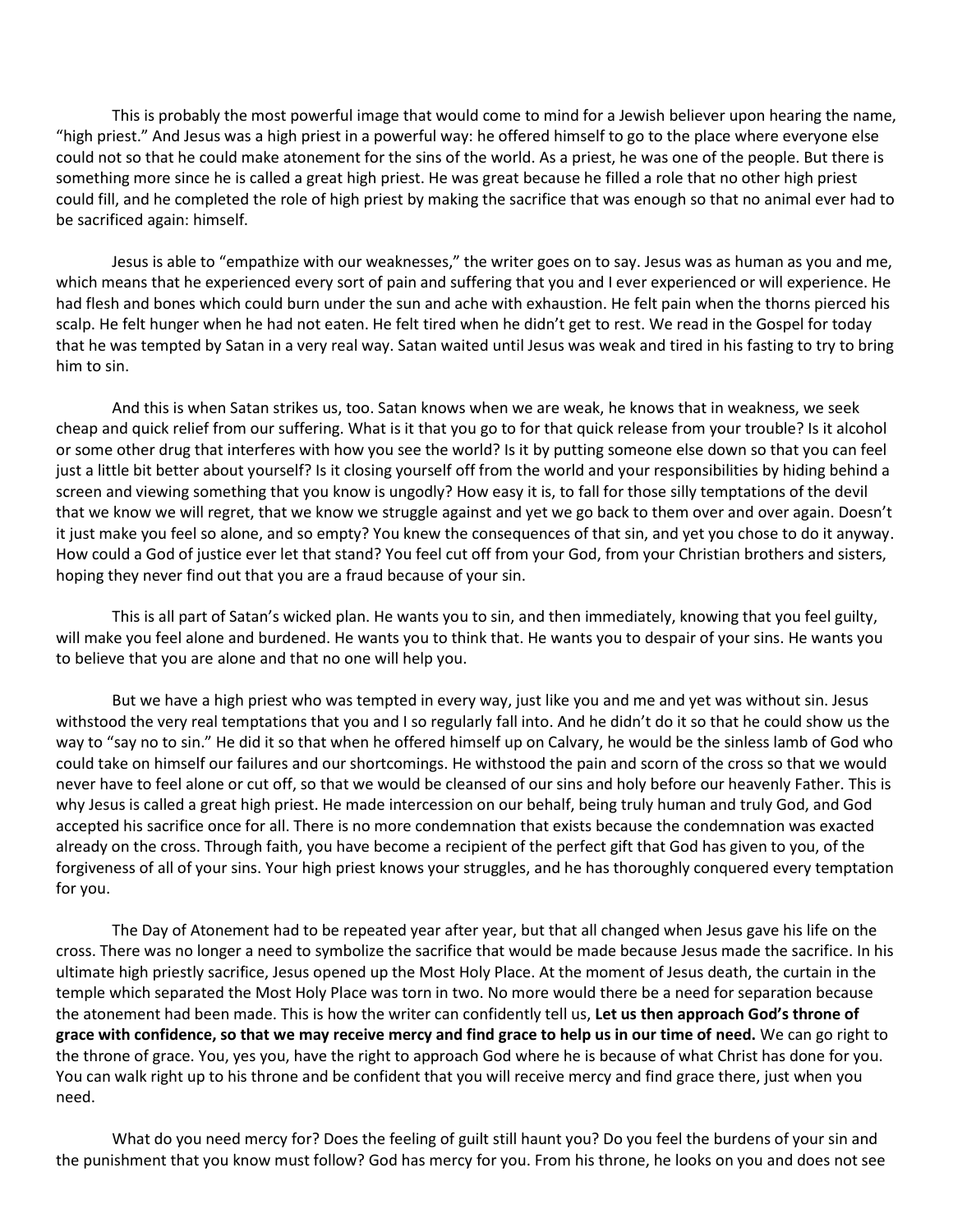This is probably the most powerful image that would come to mind for a Jewish believer upon hearing the name, "high priest." And Jesus was a high priest in a powerful way: he offered himself to go to the place where everyone else could not so that he could make atonement for the sins of the world. As a priest, he was one of the people. But there is something more since he is called a great high priest. He was great because he filled a role that no other high priest could fill, and he completed the role of high priest by making the sacrifice that was enough so that no animal ever had to be sacrificed again: himself.

Jesus is able to "empathize with our weaknesses," the writer goes on to say. Jesus was as human as you and me, which means that he experienced every sort of pain and suffering that you and I ever experienced or will experience. He had flesh and bones which could burn under the sun and ache with exhaustion. He felt pain when the thorns pierced his scalp. He felt hunger when he had not eaten. He felt tired when he didn't get to rest. We read in the Gospel for today that he was tempted by Satan in a very real way. Satan waited until Jesus was weak and tired in his fasting to try to bring him to sin.

And this is when Satan strikes us, too. Satan knows when we are weak, he knows that in weakness, we seek cheap and quick relief from our suffering. What is it that you go to for that quick release from your trouble? Is it alcohol or some other drug that interferes with how you see the world? Is it by putting someone else down so that you can feel just a little bit better about yourself? Is it closing yourself off from the world and your responsibilities by hiding behind a screen and viewing something that you know is ungodly? How easy it is, to fall for those silly temptations of the devil that we know we will regret, that we know we struggle against and yet we go back to them over and over again. Doesn't it just make you feel so alone, and so empty? You knew the consequences of that sin, and yet you chose to do it anyway. How could a God of justice ever let that stand? You feel cut off from your God, from your Christian brothers and sisters, hoping they never find out that you are a fraud because of your sin.

This is all part of Satan's wicked plan. He wants you to sin, and then immediately, knowing that you feel guilty, will make you feel alone and burdened. He wants you to think that. He wants you to despair of your sins. He wants you to believe that you are alone and that no one will help you.

But we have a high priest who was tempted in every way, just like you and me and yet was without sin. Jesus withstood the very real temptations that you and I so regularly fall into. And he didn't do it so that he could show us the way to "say no to sin." He did it so that when he offered himself up on Calvary, he would be the sinless lamb of God who could take on himself our failures and our shortcomings. He withstood the pain and scorn of the cross so that we would never have to feel alone or cut off, so that we would be cleansed of our sins and holy before our heavenly Father. This is why Jesus is called a great high priest. He made intercession on our behalf, being truly human and truly God, and God accepted his sacrifice once for all. There is no more condemnation that exists because the condemnation was exacted already on the cross. Through faith, you have become a recipient of the perfect gift that God has given to you, of the forgiveness of all of your sins. Your high priest knows your struggles, and he has thoroughly conquered every temptation for you.

The Day of Atonement had to be repeated year after year, but that all changed when Jesus gave his life on the cross. There was no longer a need to symbolize the sacrifice that would be made because Jesus made the sacrifice. In his ultimate high priestly sacrifice, Jesus opened up the Most Holy Place. At the moment of Jesus death, the curtain in the temple which separated the Most Holy Place was torn in two. No more would there be a need for separation because the atonement had been made. This is how the writer can confidently tell us, **Let us then approach God's throne of grace with confidence, so that we may receive mercy and find grace to help us in our time of need.** We can go right to the throne of grace. You, yes you, have the right to approach God where he is because of what Christ has done for you. You can walk right up to his throne and be confident that you will receive mercy and find grace there, just when you need.

What do you need mercy for? Does the feeling of guilt still haunt you? Do you feel the burdens of your sin and the punishment that you know must follow? God has mercy for you. From his throne, he looks on you and does not see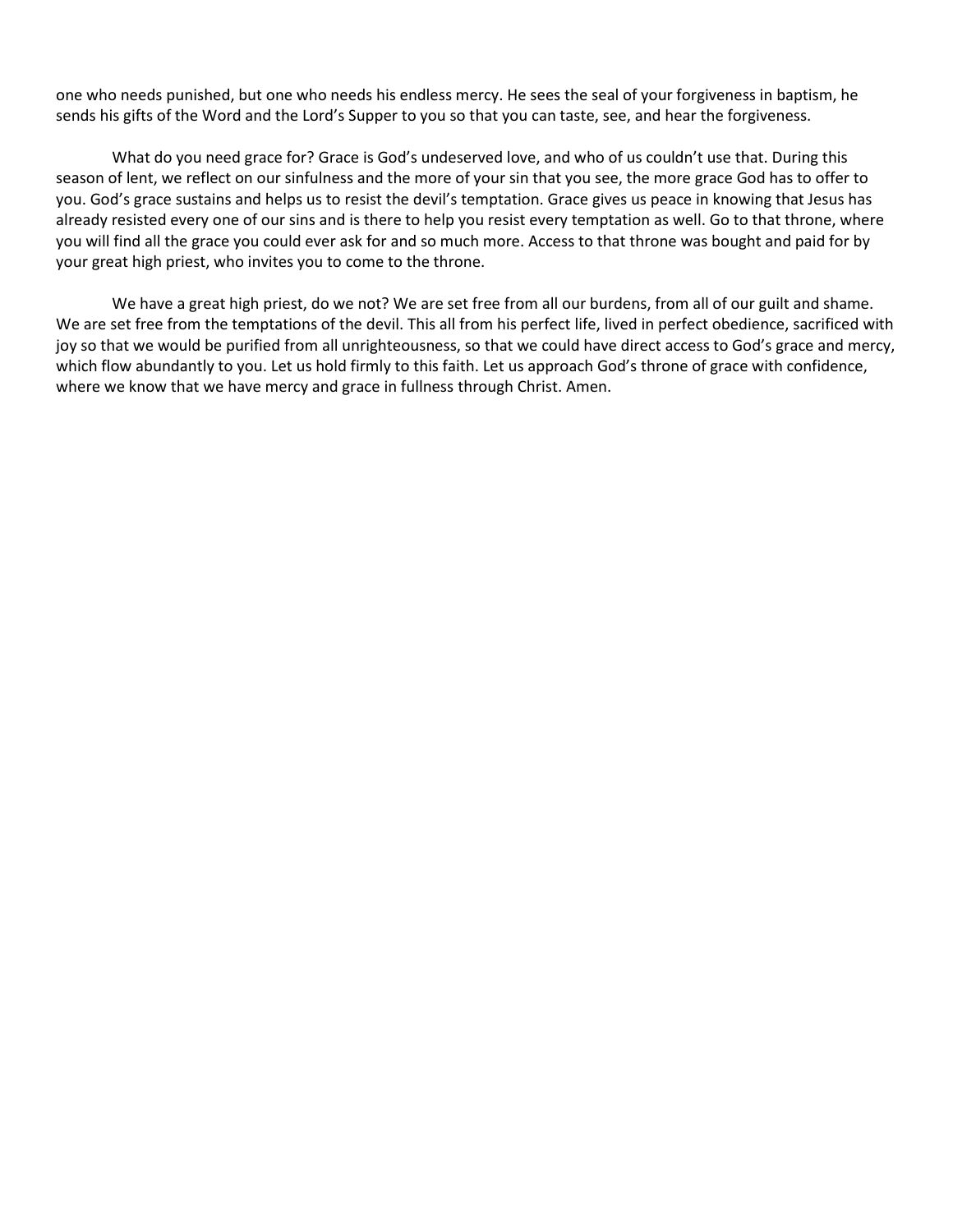one who needs punished, but one who needs his endless mercy. He sees the seal of your forgiveness in baptism, he sends his gifts of the Word and the Lord's Supper to you so that you can taste, see, and hear the forgiveness.

What do you need grace for? Grace is God's undeserved love, and who of us couldn't use that. During this season of lent, we reflect on our sinfulness and the more of your sin that you see, the more grace God has to offer to you. God's grace sustains and helps us to resist the devil's temptation. Grace gives us peace in knowing that Jesus has already resisted every one of our sins and is there to help you resist every temptation as well. Go to that throne, where you will find all the grace you could ever ask for and so much more. Access to that throne was bought and paid for by your great high priest, who invites you to come to the throne.

We have a great high priest, do we not? We are set free from all our burdens, from all of our guilt and shame. We are set free from the temptations of the devil. This all from his perfect life, lived in perfect obedience, sacrificed with joy so that we would be purified from all unrighteousness, so that we could have direct access to God's grace and mercy, which flow abundantly to you. Let us hold firmly to this faith. Let us approach God's throne of grace with confidence, where we know that we have mercy and grace in fullness through Christ. Amen.